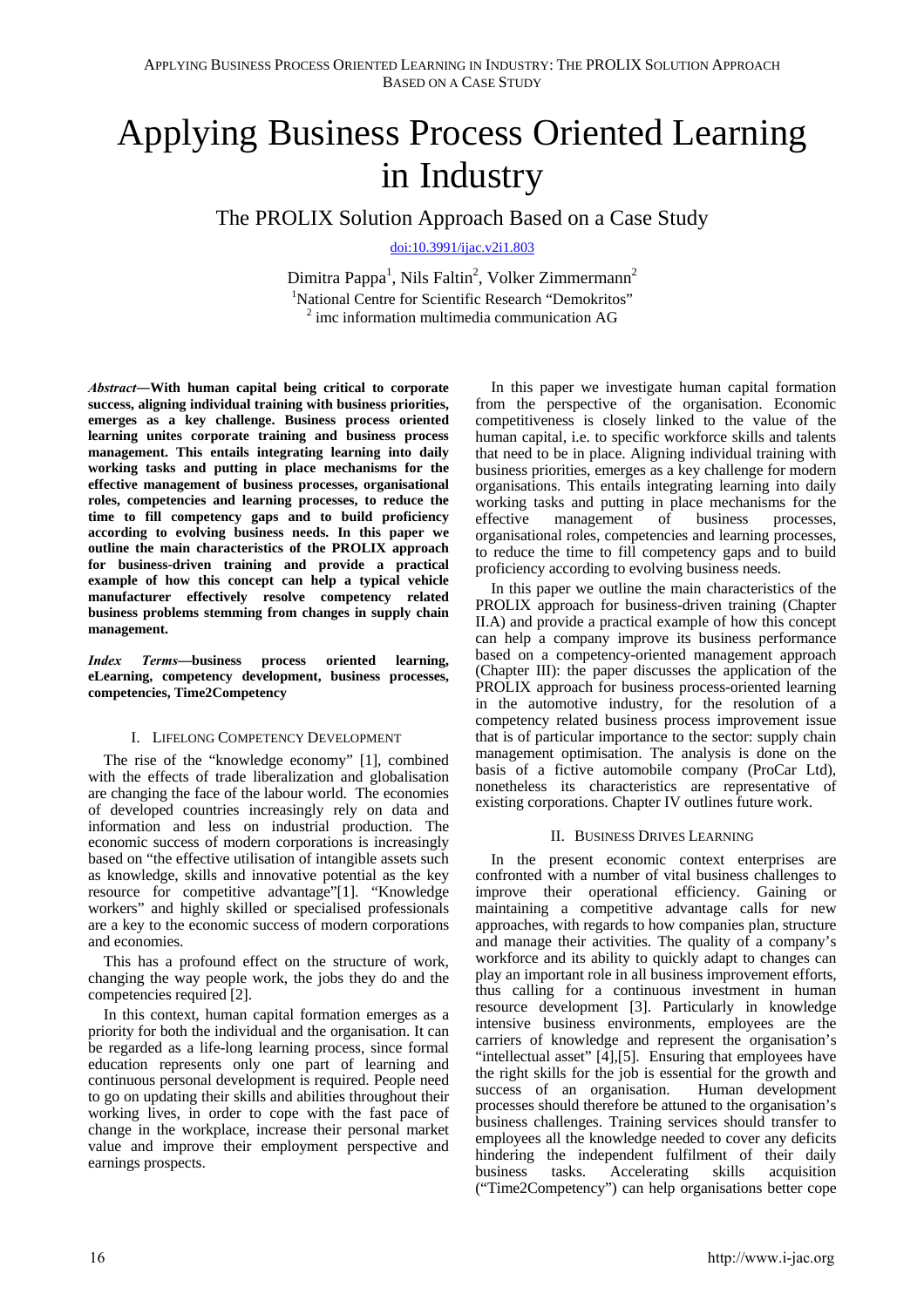# Applying Business Process Oriented Learning in Industry

## The PROLIX Solution Approach Based on a Case Study

doi:10.3991/ijac.v2i1.803

Dimitra Pappa[1], Nils Faltin[2], Volker Zimmermann[2]

[1]National Centre for Scientific Research "Demokritos"

[2] imc information multimedia communication AG

***Abstract*—With human capital being critical to corporate success, aligning individual training with business priorities, emerges as a key challenge. Business process oriented learning unites corporate training and business process management. This entails integrating learning into daily working tasks and putting in place mechanisms for the effective management of business processes, organisational roles, competencies and learning processes, to reduce the time to fill competency gaps and to build proficiency according to evolving business needs. In this paper we outline the main characteristics of the PROLIX approach for business-driven training and provide a practical example of how this concept can help a typical vehicle manufacturer effectively resolve competency related business problems stemming from changes in supply chain management.**

***Index Terms*—business process oriented learning, eLearning, competency development, business processes, competencies, Time2Competency**

## I. Lifelong Competency Development

The rise of the "knowledge economy" [1], combined with the effects of trade liberalization and globalisation are changing the face of the labour world. The economies of developed countries increasingly rely on data and information and less on industrial production. The economic success of modern corporations is increasingly based on "the effective utilisation of intangible assets such as knowledge, skills and innovative potential as the key resource for competitive advantage"[1]. "Knowledge workers" and highly skilled or specialised professionals are a key to the economic success of modern corporations and economies.

This has a profound effect on the structure of work, changing the way people work, the jobs they do and the competencies required [2].

In this context, human capital formation emerges as a priority for both the individual and the organisation. It can be regarded as a life-long learning process, since formal education represents only one part of learning and continuous personal development is required. People need to go on updating their skills and abilities throughout their working lives, in order to cope with the fast pace of change in the workplace, increase their personal market value and improve their employment perspective and earnings prospects.

In this paper we investigate human capital formation from the perspective of the organisation. Economic competitiveness is closely linked to the value of the human capital, i.e. to specific workforce skills and talents that need to be in place. Aligning individual training with business priorities, emerges as a key challenge for modern organisations. This entails integrating learning into daily working tasks and putting in place mechanisms for the effective management of business processes, organisational roles, competencies and learning processes, to reduce the time to fill competency gaps and to build proficiency according to evolving business needs.

In this paper we outline the main characteristics of the PROLIX approach for business-driven training (Chapter II.A) and provide a practical example of how this concept can help a company improve its business performance based on a competency-oriented management approach (Chapter III): the paper discusses the application of the PROLIX approach for business process-oriented learning in the automotive industry, for the resolution of a competency related business process improvement issue that is of particular importance to the sector: supply chain management optimisation. The analysis is done on the basis of a fictive automobile company (ProCar Ltd), nonetheless its characteristics are representative of existing corporations. Chapter IV outlines future work.

## II. Business Drives Learning

In the present economic context enterprises are confronted with a number of vital business challenges to improve their operational efficiency. Gaining or maintaining a competitive advantage calls for new approaches, with regards to how companies plan, structure and manage their activities. The quality of a company's workforce and its ability to quickly adapt to changes can play an important role in all business improvement efforts, thus calling for a continuous investment in human resource development [3]. Particularly in knowledge intensive business environments, employees are the carriers of knowledge and represent the organisation's "intellectual asset" [4],[5]. Ensuring that employees have the right skills for the job is essential for the growth and success of an organisation. Human development processes should therefore be attuned to the organisation's business challenges. Training services should transfer to employees all the knowledge needed to cover any deficits hindering the independent fulfilment of their daily business tasks. Accelerating skills acquisition ("Time2Competency") can help organisations better cope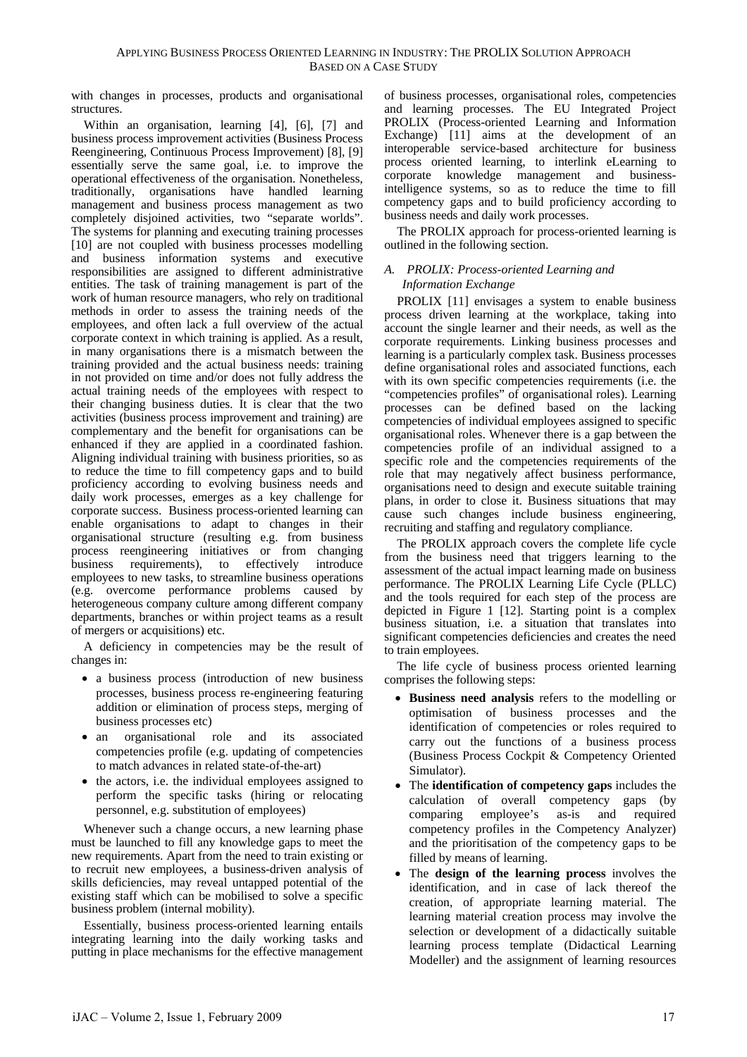with changes in processes, products and organisational structures.

Within an organisation, learning [4], [6], [7] and business process improvement activities (Business Process Reengineering, Continuous Process Improvement) [8], [9] essentially serve the same goal, i.e. to improve the operational effectiveness of the organisation. Nonetheless, traditionally, organisations have handled learning management and business process management as two completely disjoined activities, two "separate worlds". The systems for planning and executing training processes [10] are not coupled with business processes modelling and business information systems and executive responsibilities are assigned to different administrative entities. The task of training management is part of the work of human resource managers, who rely on traditional methods in order to assess the training needs of the employees, and often lack a full overview of the actual corporate context in which training is applied. As a result, in many organisations there is a mismatch between the training provided and the actual business needs: training in not provided on time and/or does not fully address the actual training needs of the employees with respect to their changing business duties. It is clear that the two activities (business process improvement and training) are complementary and the benefit for organisations can be enhanced if they are applied in a coordinated fashion. Aligning individual training with business priorities, so as to reduce the time to fill competency gaps and to build proficiency according to evolving business needs and daily work processes, emerges as a key challenge for corporate success. Business process-oriented learning can enable organisations to adapt to changes in their organisational structure (resulting e.g. from business process reengineering initiatives or from changing business requirements), to effectively introduce employees to new tasks, to streamline business operations (e.g. overcome performance problems caused by heterogeneous company culture among different company departments, branches or within project teams as a result of mergers or acquisitions) etc.

A deficiency in competencies may be the result of changes in:

- a business process (introduction of new business processes, business process re-engineering featuring addition or elimination of process steps, merging of business processes etc)
- an organisational role and its associated competencies profile (e.g. updating of competencies to match advances in related state-of-the-art)
- the actors, i.e. the individual employees assigned to perform the specific tasks (hiring or relocating personnel, e.g. substitution of employees)

Whenever such a change occurs, a new learning phase must be launched to fill any knowledge gaps to meet the new requirements. Apart from the need to train existing or to recruit new employees, a business-driven analysis of skills deficiencies, may reveal untapped potential of the existing staff which can be mobilised to solve a specific business problem (internal mobility).

Essentially, business process-oriented learning entails integrating learning into the daily working tasks and putting in place mechanisms for the effective management of business processes, organisational roles, competencies and learning processes. The EU Integrated Project PROLIX (Process-oriented Learning and Information Exchange) [11] aims at the development of an interoperable service-based architecture for business process oriented learning, to interlink eLearning to corporate knowledge management and business-intelligence systems, so as to reduce the time to fill competency gaps and to build proficiency according to business needs and daily work processes.

The PROLIX approach for process-oriented learning is outlined in the following section.

### *A. PROLIX: Process-oriented Learning and Information Exchange*

PROLIX [11] envisages a system to enable business process driven learning at the workplace, taking into account the single learner and their needs, as well as the corporate requirements. Linking business processes and learning is a particularly complex task. Business processes define organisational roles and associated functions, each with its own specific competencies requirements (i.e. the "competencies profiles" of organisational roles). Learning processes can be defined based on the lacking competencies of individual employees assigned to specific organisational roles. Whenever there is a gap between the competencies profile of an individual assigned to a specific role and the competencies requirements of the role that may negatively affect business performance, organisations need to design and execute suitable training plans, in order to close it. Business situations that may cause such changes include business engineering, recruiting and staffing and regulatory compliance.

The PROLIX approach covers the complete life cycle from the business need that triggers learning to the assessment of the actual impact learning made on business performance. The PROLIX Learning Life Cycle (PLLC) and the tools required for each step of the process are depicted in Figure 1 [12]. Starting point is a complex business situation, i.e. a situation that translates into significant competencies deficiencies and creates the need to train employees.

The life cycle of business process oriented learning comprises the following steps:

- **Business need analysis** refers to the modelling or optimisation of business processes and the identification of competencies or roles required to carry out the functions of a business process (Business Process Cockpit & Competency Oriented Simulator).
- The **identification of competency gaps** includes the calculation of overall competency gaps (by comparing employee's as-is and required competency profiles in the Competency Analyzer) and the prioritisation of the competency gaps to be filled by means of learning.
- The **design of the learning process** involves the identification, and in case of lack thereof the creation, of appropriate learning material. The learning material creation process may involve the selection or development of a didactically suitable learning process template (Didactical Learning Modeller) and the assignment of learning resources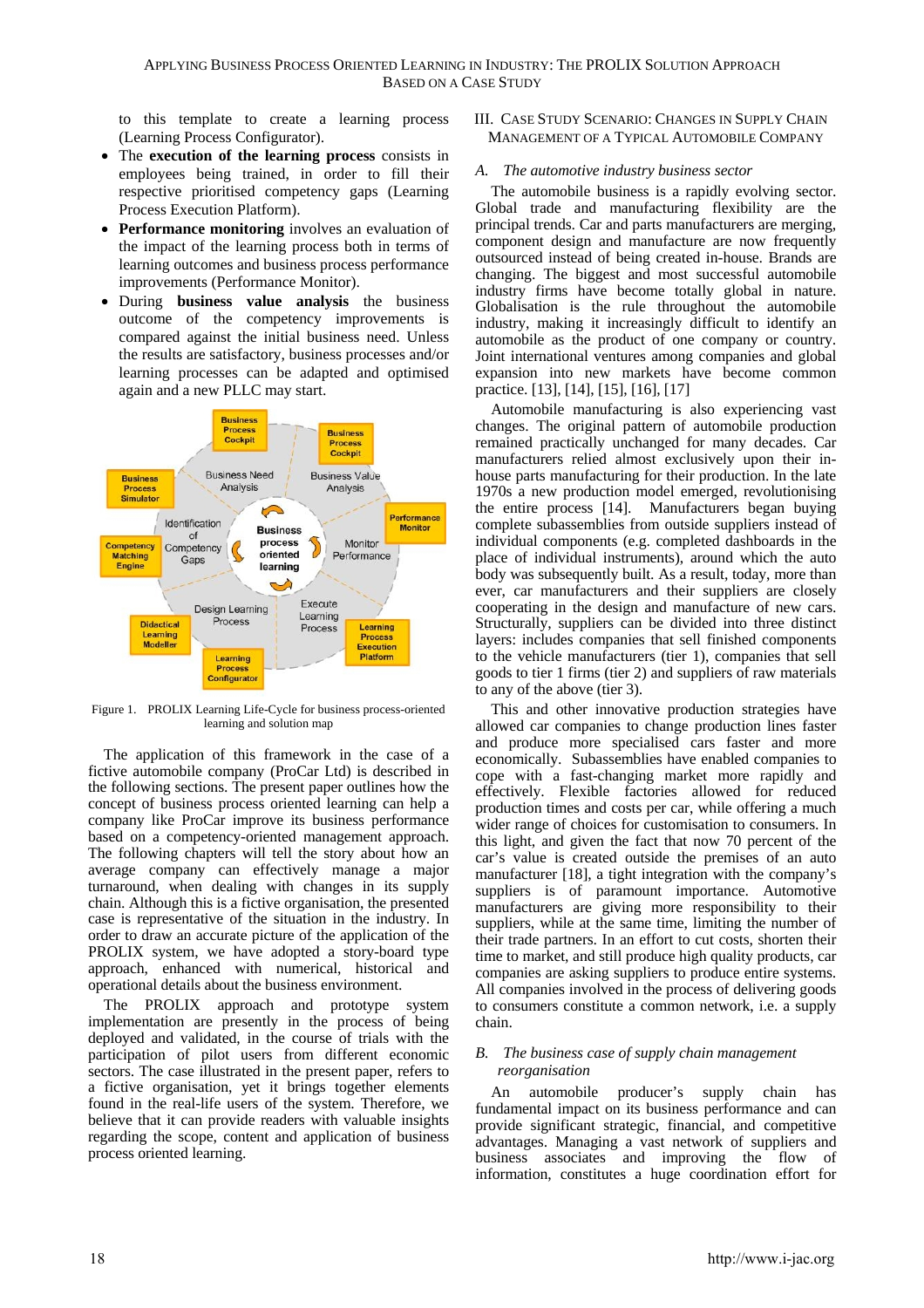to this template to create a learning process (Learning Process Configurator).

- The **execution of the learning process** consists in employees being trained, in order to fill their respective prioritised competency gaps (Learning Process Execution Platform).
- **Performance monitoring** involves an evaluation of the impact of the learning process both in terms of learning outcomes and business process performance improvements (Performance Monitor).
- During **business value analysis** the business outcome of the competency improvements is compared against the initial business need. Unless the results are satisfactory, business processes and/or learning processes can be adapted and optimised again and a new PLLC may start.

Figure 1. PROLIX Learning Life-Cycle for business process-oriented learning and solution map

The application of this framework in the case of a fictive automobile company (ProCar Ltd) is described in the following sections. The present paper outlines how the concept of business process oriented learning can help a company like ProCar improve its business performance based on a competency-oriented management approach. The following chapters will tell the story about how an average company can effectively manage a major turnaround, when dealing with changes in its supply chain. Although this is a fictive organisation, the presented case is representative of the situation in the industry. In order to draw an accurate picture of the application of the PROLIX system, we have adopted a story-board type approach, enhanced with numerical, historical and operational details about the business environment.

The PROLIX approach and prototype system implementation are presently in the process of being deployed and validated, in the course of trials with the participation of pilot users from different economic sectors. The case illustrated in the present paper, refers to a fictive organisation, yet it brings together elements found in the real-life users of the system. Therefore, we believe that it can provide readers with valuable insights regarding the scope, content and application of business process oriented learning.

## III. Case Study Scenario: Changes in Supply Chain Management of a Typical Automobile Company

### A. *The automotive industry business sector*

The automobile business is a rapidly evolving sector. Global trade and manufacturing flexibility are the principal trends. Car and parts manufacturers are merging, component design and manufacture are now frequently outsourced instead of being created in-house. Brands are changing. The biggest and most successful automobile industry firms have become totally global in nature. Globalisation is the rule throughout the automobile industry, making it increasingly difficult to identify an automobile as the product of one company or country. Joint international ventures among companies and global expansion into new markets have become common practice. [13], [14], [15], [16], [17]

Automobile manufacturing is also experiencing vast changes. The original pattern of automobile production remained practically unchanged for many decades. Car manufacturers relied almost exclusively upon their in-house parts manufacturing for their production. In the late 1970s a new production model emerged, revolutionising the entire process [14]. Manufacturers began buying complete subassemblies from outside suppliers instead of individual components (e.g. completed dashboards in the place of individual instruments), around which the auto body was subsequently built. As a result, today, more than ever, car manufacturers and their suppliers are closely cooperating in the design and manufacture of new cars. Structurally, suppliers can be divided into three distinct layers: includes companies that sell finished components to the vehicle manufacturers (tier 1), companies that sell goods to tier 1 firms (tier 2) and suppliers of raw materials to any of the above (tier 3).

This and other innovative production strategies have allowed car companies to change production lines faster and produce more specialised cars faster and more economically. Subassemblies have enabled companies to cope with a fast-changing market more rapidly and effectively. Flexible factories allowed for reduced production times and costs per car, while offering a much wider range of choices for customisation to consumers. In this light, and given the fact that now 70 percent of the car's value is created outside the premises of an auto manufacturer [18], a tight integration with the company's suppliers is of paramount importance. Automotive manufacturers are giving more responsibility to their suppliers, while at the same time, limiting the number of their trade partners. In an effort to cut costs, shorten their time to market, and still produce high quality products, car companies are asking suppliers to produce entire systems. All companies involved in the process of delivering goods to consumers constitute a common network, i.e. a supply chain.

### B. *The business case of supply chain management reorganisation*

An automobile producer's supply chain has fundamental impact on its business performance and can provide significant strategic, financial, and competitive advantages. Managing a vast network of suppliers and business associates and improving the flow of information, constitutes a huge coordination effort for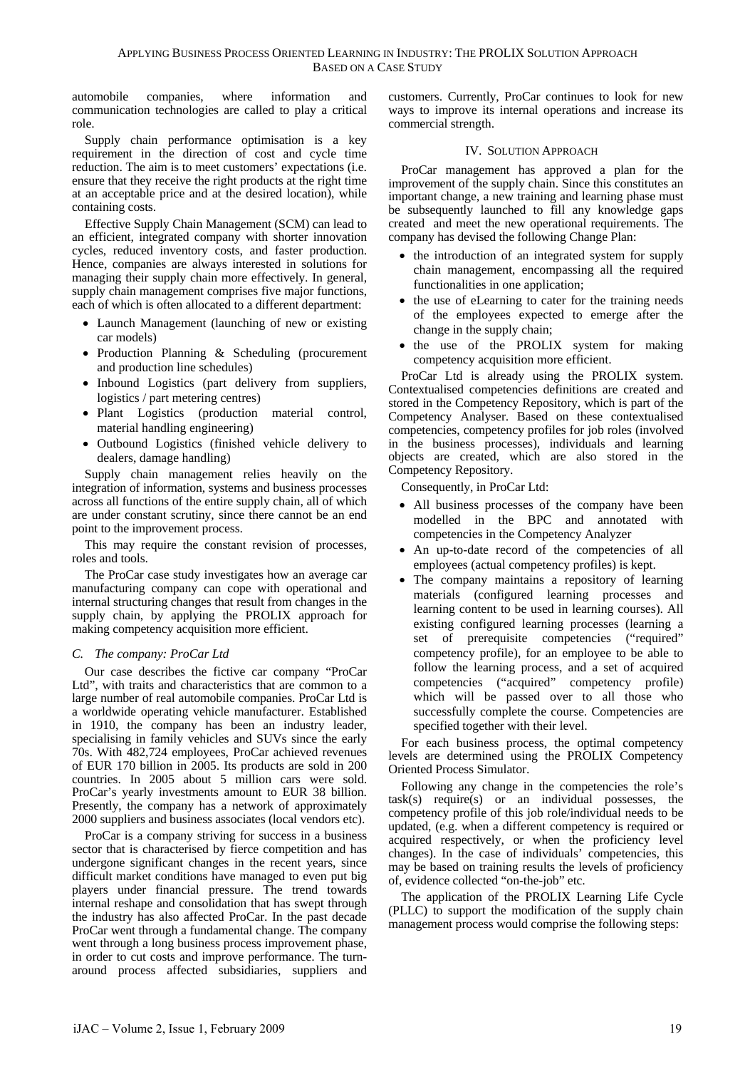automobile companies, where information and communication technologies are called to play a critical role.

Supply chain performance optimisation is a key requirement in the direction of cost and cycle time reduction. The aim is to meet customers' expectations (i.e. ensure that they receive the right products at the right time at an acceptable price and at the desired location), while containing costs.

Effective Supply Chain Management (SCM) can lead to an efficient, integrated company with shorter innovation cycles, reduced inventory costs, and faster production. Hence, companies are always interested in solutions for managing their supply chain more effectively. In general, supply chain management comprises five major functions, each of which is often allocated to a different department:

- Launch Management (launching of new or existing car models)
- Production Planning & Scheduling (procurement and production line schedules)
- Inbound Logistics (part delivery from suppliers, logistics / part metering centres)
- Plant Logistics (production material control, material handling engineering)
- Outbound Logistics (finished vehicle delivery to dealers, damage handling)

Supply chain management relies heavily on the integration of information, systems and business processes across all functions of the entire supply chain, all of which are under constant scrutiny, since there cannot be an end point to the improvement process.

This may require the constant revision of processes, roles and tools.

The ProCar case study investigates how an average car manufacturing company can cope with operational and internal structuring changes that result from changes in the supply chain, by applying the PROLIX approach for making competency acquisition more efficient.

### *C. The company: ProCar Ltd*

Our case describes the fictive car company "ProCar Ltd", with traits and characteristics that are common to a large number of real automobile companies. ProCar Ltd is a worldwide operating vehicle manufacturer. Established in 1910, the company has been an industry leader, specialising in family vehicles and SUVs since the early 70s. With 482,724 employees, ProCar achieved revenues of EUR 170 billion in 2005. Its products are sold in 200 countries. In 2005 about 5 million cars were sold. ProCar's yearly investments amount to EUR 38 billion. Presently, the company has a network of approximately 2000 suppliers and business associates (local vendors etc).

ProCar is a company striving for success in a business sector that is characterised by fierce competition and has undergone significant changes in the recent years, since difficult market conditions have managed to even put big players under financial pressure. The trend towards internal reshape and consolidation that has swept through the industry has also affected ProCar. In the past decade ProCar went through a fundamental change. The company went through a long business process improvement phase, in order to cut costs and improve performance. The turn-around process affected subsidiaries, suppliers and customers. Currently, ProCar continues to look for new ways to improve its internal operations and increase its commercial strength.

## IV. Solution Approach

ProCar management has approved a plan for the improvement of the supply chain. Since this constitutes an important change, a new training and learning phase must be subsequently launched to fill any knowledge gaps created and meet the new operational requirements. The company has devised the following Change Plan:

- the introduction of an integrated system for supply chain management, encompassing all the required functionalities in one application;
- the use of eLearning to cater for the training needs of the employees expected to emerge after the change in the supply chain;
- the use of the PROLIX system for making competency acquisition more efficient.

ProCar Ltd is already using the PROLIX system. Contextualised competencies definitions are created and stored in the Competency Repository, which is part of the Competency Analyser. Based on these contextualised competencies, competency profiles for job roles (involved in the business processes), individuals and learning objects are created, which are also stored in the Competency Repository.

Consequently, in ProCar Ltd:

- All business processes of the company have been modelled in the BPC and annotated with competencies in the Competency Analyzer
- An up-to-date record of the competencies of all employees (actual competency profiles) is kept.
- The company maintains a repository of learning materials (configured learning processes and learning content to be used in learning courses). All existing configured learning processes (learning a set of prerequisite competencies ("required" competency profile), for an employee to be able to follow the learning process, and a set of acquired competencies ("acquired" competency profile) which will be passed over to all those who successfully complete the course. Competencies are specified together with their level.

For each business process, the optimal competency levels are determined using the PROLIX Competency Oriented Process Simulator.

Following any change in the competencies the role's task(s) require(s) or an individual possesses, the competency profile of this job role/individual needs to be updated, (e.g. when a different competency is required or acquired respectively, or when the proficiency level changes). In the case of individuals' competencies, this may be based on training results the levels of proficiency of, evidence collected "on-the-job" etc.

The application of the PROLIX Learning Life Cycle (PLLC) to support the modification of the supply chain management process would comprise the following steps: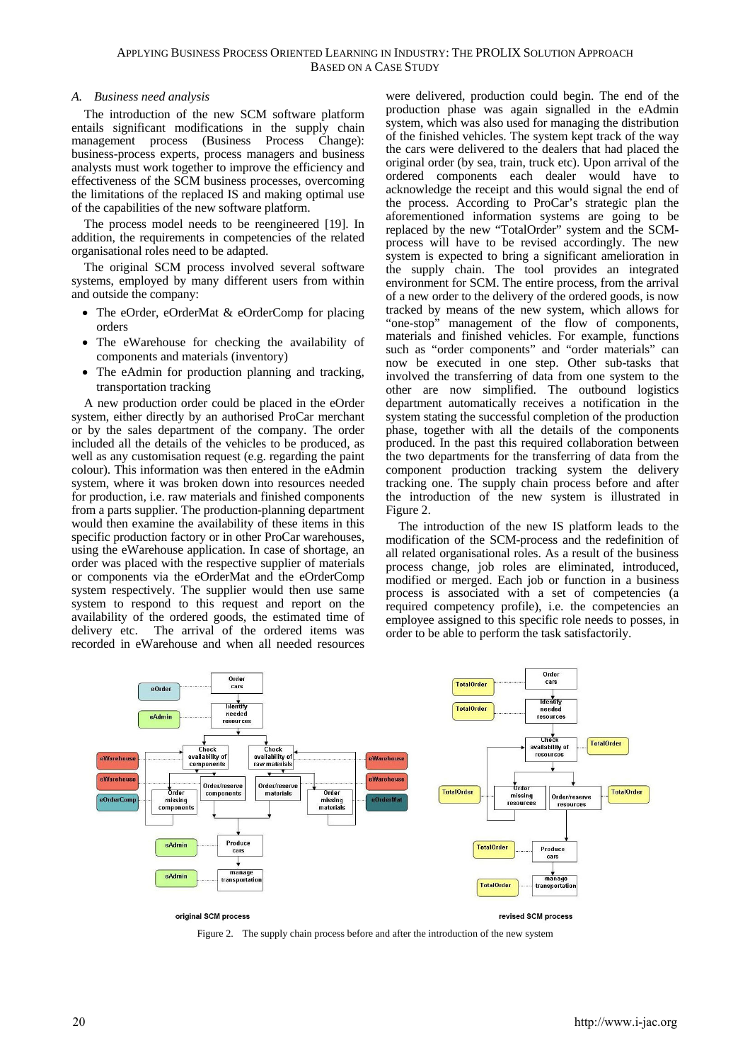### A. Business need analysis

The introduction of the new SCM software platform entails significant modifications in the supply chain management process (Business Process Change): business-process experts, process managers and business analysts must work together to improve the efficiency and effectiveness of the SCM business processes, overcoming the limitations of the replaced IS and making optimal use of the capabilities of the new software platform.

The process model needs to be reengineered [19]. In addition, the requirements in competencies of the related organisational roles need to be adapted.

The original SCM process involved several software systems, employed by many different users from within and outside the company:

- The eOrder, eOrderMat & eOrderComp for placing orders
- The eWarehouse for checking the availability of components and materials (inventory)
- The eAdmin for production planning and tracking, transportation tracking

A new production order could be placed in the eOrder system, either directly by an authorised ProCar merchant or by the sales department of the company. The order included all the details of the vehicles to be produced, as well as any customisation request (e.g. regarding the paint colour). This information was then entered in the eAdmin system, where it was broken down into resources needed for production, i.e. raw materials and finished components from a parts supplier. The production-planning department would then examine the availability of these items in this specific production factory or in other ProCar warehouses, using the eWarehouse application. In case of shortage, an order was placed with the respective supplier of materials or components via the eOrderMat and the eOrderComp system respectively. The supplier would then use same system to respond to this request and report on the availability of the ordered goods, the estimated time of delivery etc. The arrival of the ordered items was recorded in eWarehouse and when all needed resources were delivered, production could begin. The end of the production phase was again signalled in the eAdmin system, which was also used for managing the distribution of the finished vehicles. The system kept track of the way the cars were delivered to the dealers that had placed the original order (by sea, train, truck etc). Upon arrival of the ordered components each dealer would have to acknowledge the receipt and this would signal the end of the process. According to ProCar's strategic plan the aforementioned information systems are going to be replaced by the new "TotalOrder" system and the SCM-process will have to be revised accordingly. The new system is expected to bring a significant amelioration in the supply chain. The tool provides an integrated environment for SCM. The entire process, from the arrival of a new order to the delivery of the ordered goods, is now tracked by means of the new system, which allows for "one-stop" management of the flow of components, materials and finished vehicles. For example, functions such as "order components" and "order materials" can now be executed in one step. Other sub-tasks that involved the transferring of data from one system to the other are now simplified. The outbound logistics department automatically receives a notification in the system stating the successful completion of the production phase, together with all the details of the components produced. In the past this required collaboration between the two departments for the transferring of data from the component production tracking system the delivery tracking one. The supply chain process before and after the introduction of the new system is illustrated in Figure 2.

The introduction of the new IS platform leads to the modification of the SCM-process and the redefinition of all related organisational roles. As a result of the business process change, job roles are eliminated, introduced, modified or merged. Each job or function in a business process is associated with a set of competencies (a required competency profile), i.e. the competencies an employee assigned to this specific role needs to posses, in order to be able to perform the task satisfactorily.

Figure 2. The supply chain process before and after the introduction of the new system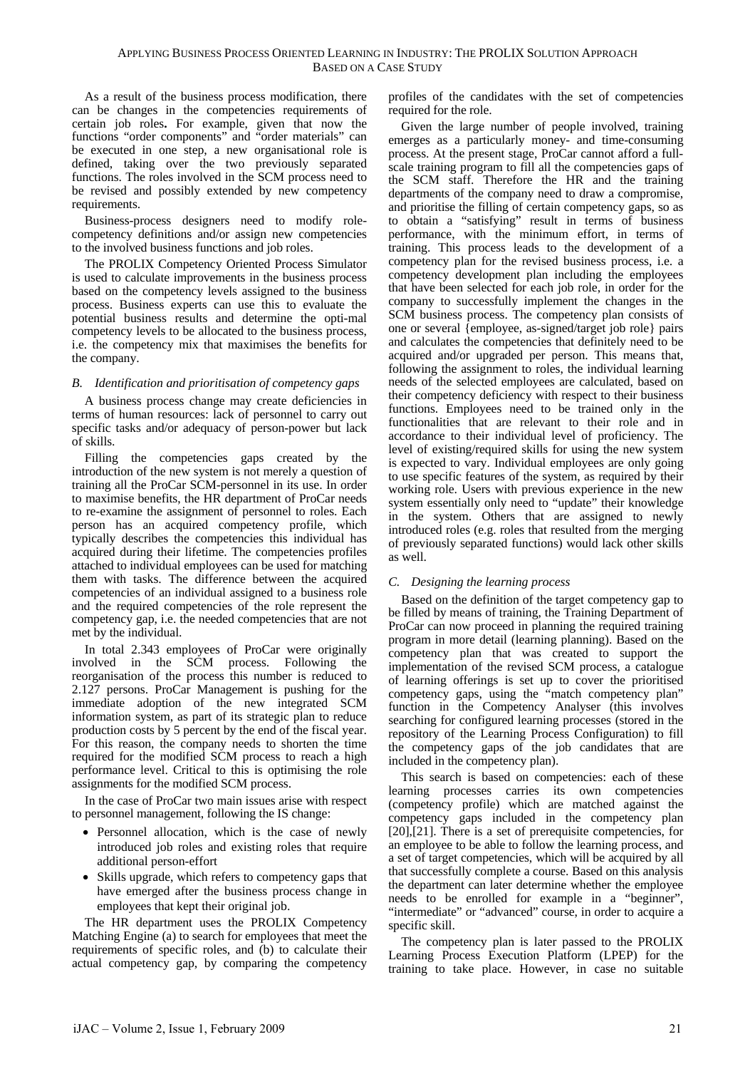As a result of the business process modification, there can be changes in the competencies requirements of certain job roles**.** For example, given that now the functions "order components" and "order materials" can be executed in one step, a new organisational role is defined, taking over the two previously separated functions. The roles involved in the SCM process need to be revised and possibly extended by new competency requirements.

Business-process designers need to modify role-competency definitions and/or assign new competencies to the involved business functions and job roles.

The PROLIX Competency Oriented Process Simulator is used to calculate improvements in the business process based on the competency levels assigned to the business process. Business experts can use this to evaluate the potential business results and determine the opti-mal competency levels to be allocated to the business process, i.e. the competency mix that maximises the benefits for the company.

### *B. Identification and prioritisation of competency gaps*

A business process change may create deficiencies in terms of human resources: lack of personnel to carry out specific tasks and/or adequacy of person-power but lack of skills.

Filling the competencies gaps created by the introduction of the new system is not merely a question of training all the ProCar SCM-personnel in its use. In order to maximise benefits, the HR department of ProCar needs to re-examine the assignment of personnel to roles. Each person has an acquired competency profile, which typically describes the competencies this individual has acquired during their lifetime. The competencies profiles attached to individual employees can be used for matching them with tasks. The difference between the acquired competencies of an individual assigned to a business role and the required competencies of the role represent the competency gap, i.e. the needed competencies that are not met by the individual.

In total 2.343 employees of ProCar were originally involved in the SCM process. Following the reorganisation of the process this number is reduced to 2.127 persons. ProCar Management is pushing for the immediate adoption of the new integrated SCM information system, as part of its strategic plan to reduce production costs by 5 percent by the end of the fiscal year. For this reason, the company needs to shorten the time required for the modified SCM process to reach a high performance level. Critical to this is optimising the role assignments for the modified SCM process.

In the case of ProCar two main issues arise with respect to personnel management, following the IS change:

- Personnel allocation, which is the case of newly introduced job roles and existing roles that require additional person-effort
- Skills upgrade, which refers to competency gaps that have emerged after the business process change in employees that kept their original job.

The HR department uses the PROLIX Competency Matching Engine (a) to search for employees that meet the requirements of specific roles, and (b) to calculate their actual competency gap, by comparing the competency profiles of the candidates with the set of competencies required for the role.

Given the large number of people involved, training emerges as a particularly money- and time-consuming process. At the present stage, ProCar cannot afford a full-scale training program to fill all the competencies gaps of the SCM staff. Therefore the HR and the training departments of the company need to draw a compromise, and prioritise the filling of certain competency gaps, so as to obtain a "satisfying" result in terms of business performance, with the minimum effort, in terms of training. This process leads to the development of a competency plan for the revised business process, i.e. a competency development plan including the employees that have been selected for each job role, in order for the company to successfully implement the changes in the SCM business process. The competency plan consists of one or several {employee, as-signed/target job role} pairs and calculates the competencies that definitely need to be acquired and/or upgraded per person. This means that, following the assignment to roles, the individual learning needs of the selected employees are calculated, based on their competency deficiency with respect to their business functions. Employees need to be trained only in the functionalities that are relevant to their role and in accordance to their individual level of proficiency. The level of existing/required skills for using the new system is expected to vary. Individual employees are only going to use specific features of the system, as required by their working role. Users with previous experience in the new system essentially only need to "update" their knowledge in the system. Others that are assigned to newly introduced roles (e.g. roles that resulted from the merging of previously separated functions) would lack other skills as well.

### *C. Designing the learning process*

Based on the definition of the target competency gap to be filled by means of training, the Training Department of ProCar can now proceed in planning the required training program in more detail (learning planning). Based on the competency plan that was created to support the implementation of the revised SCM process, a catalogue of learning offerings is set up to cover the prioritised competency gaps, using the "match competency plan" function in the Competency Analyser (this involves searching for configured learning processes (stored in the repository of the Learning Process Configuration) to fill the competency gaps of the job candidates that are included in the competency plan).

This search is based on competencies: each of these learning processes carries its own competencies (competency profile) which are matched against the competency gaps included in the competency plan [20],[21]. There is a set of prerequisite competencies, for an employee to be able to follow the learning process, and a set of target competencies, which will be acquired by all that successfully complete a course. Based on this analysis the department can later determine whether the employee needs to be enrolled for example in a "beginner", "intermediate" or "advanced" course, in order to acquire a specific skill.

The competency plan is later passed to the PROLIX Learning Process Execution Platform (LPEP) for the training to take place. However, in case no suitable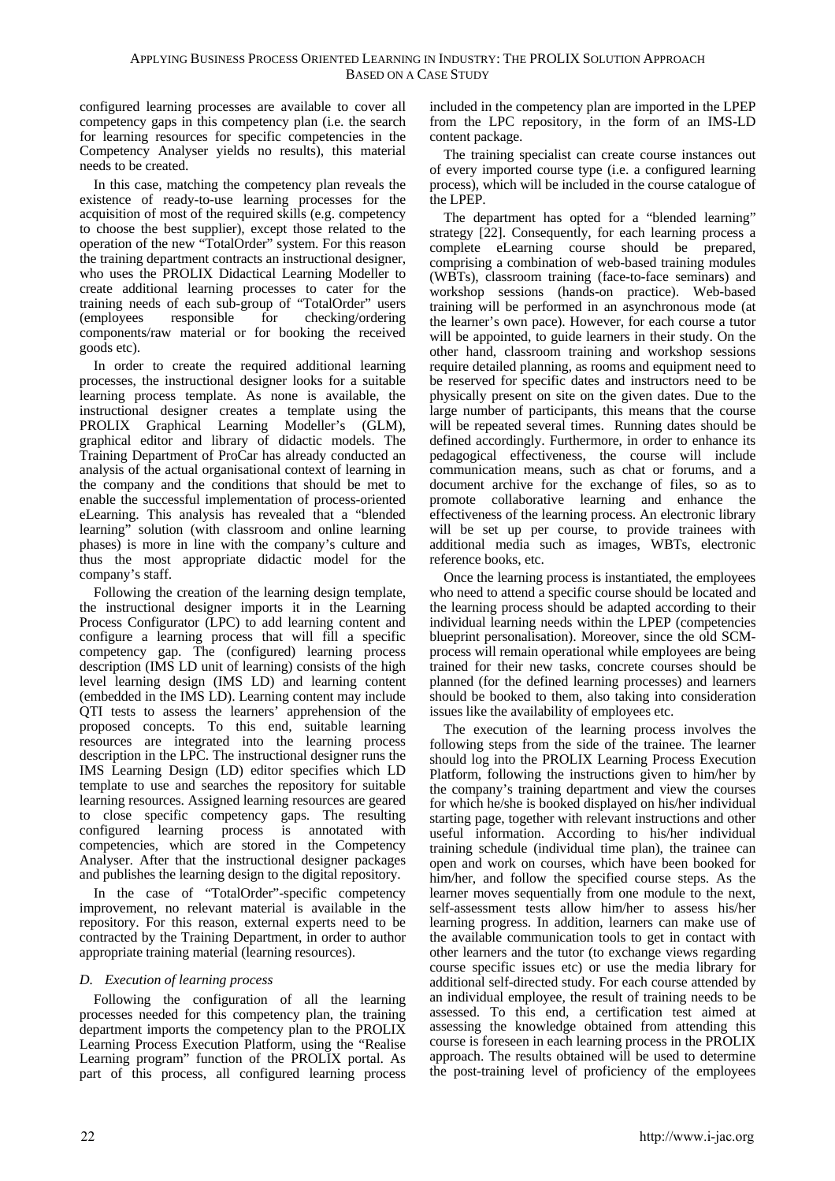configured learning processes are available to cover all competency gaps in this competency plan (i.e. the search for learning resources for specific competencies in the Competency Analyser yields no results), this material needs to be created.

In this case, matching the competency plan reveals the existence of ready-to-use learning processes for the acquisition of most of the required skills (e.g. competency to choose the best supplier), except those related to the operation of the new "TotalOrder" system. For this reason the training department contracts an instructional designer, who uses the PROLIX Didactical Learning Modeller to create additional learning processes to cater for the training needs of each sub-group of "TotalOrder" users (employees responsible for checking/ordering components/raw material or for booking the received goods etc).

In order to create the required additional learning processes, the instructional designer looks for a suitable learning process template. As none is available, the instructional designer creates a template using the PROLIX Graphical Learning Modeller's (GLM), graphical editor and library of didactic models. The Training Department of ProCar has already conducted an analysis of the actual organisational context of learning in the company and the conditions that should be met to enable the successful implementation of process-oriented eLearning. This analysis has revealed that a "blended learning" solution (with classroom and online learning phases) is more in line with the company's culture and thus the most appropriate didactic model for the company's staff.

Following the creation of the learning design template, the instructional designer imports it in the Learning Process Configurator (LPC) to add learning content and configure a learning process that will fill a specific competency gap. The (configured) learning process description (IMS LD unit of learning) consists of the high level learning design (IMS LD) and learning content (embedded in the IMS LD). Learning content may include QTI tests to assess the learners' apprehension of the proposed concepts. To this end, suitable learning resources are integrated into the learning process description in the LPC. The instructional designer runs the IMS Learning Design (LD) editor specifies which LD template to use and searches the repository for suitable learning resources. Assigned learning resources are geared to close specific competency gaps. The resulting configured learning process is annotated with competencies, which are stored in the Competency Analyser. After that the instructional designer packages and publishes the learning design to the digital repository.

In the case of "TotalOrder"-specific competency improvement, no relevant material is available in the repository. For this reason, external experts need to be contracted by the Training Department, in order to author appropriate training material (learning resources).

### *D. Execution of learning process*

Following the configuration of all the learning processes needed for this competency plan, the training department imports the competency plan to the PROLIX Learning Process Execution Platform, using the "Realise Learning program" function of the PROLIX portal. As part of this process, all configured learning process included in the competency plan are imported in the LPEP from the LPC repository, in the form of an IMS-LD content package.

The training specialist can create course instances out of every imported course type (i.e. a configured learning process), which will be included in the course catalogue of the LPEP.

The department has opted for a "blended learning" strategy [22]. Consequently, for each learning process a complete eLearning course should be prepared, comprising a combination of web-based training modules (WBTs), classroom training (face-to-face seminars) and workshop sessions (hands-on practice). Web-based training will be performed in an asynchronous mode (at the learner's own pace). However, for each course a tutor will be appointed, to guide learners in their study. On the other hand, classroom training and workshop sessions require detailed planning, as rooms and equipment need to be reserved for specific dates and instructors need to be physically present on site on the given dates. Due to the large number of participants, this means that the course will be repeated several times. Running dates should be defined accordingly. Furthermore, in order to enhance its pedagogical effectiveness, the course will include communication means, such as chat or forums, and a document archive for the exchange of files, so as to promote collaborative learning and enhance the effectiveness of the learning process. An electronic library will be set up per course, to provide trainees with additional media such as images, WBTs, electronic reference books, etc.

Once the learning process is instantiated, the employees who need to attend a specific course should be located and the learning process should be adapted according to their individual learning needs within the LPEP (competencies blueprint personalisation). Moreover, since the old SCM-process will remain operational while employees are being trained for their new tasks, concrete courses should be planned (for the defined learning processes) and learners should be booked to them, also taking into consideration issues like the availability of employees etc.

The execution of the learning process involves the following steps from the side of the trainee. The learner should log into the PROLIX Learning Process Execution Platform, following the instructions given to him/her by the company's training department and view the courses for which he/she is booked displayed on his/her individual starting page, together with relevant instructions and other useful information. According to his/her individual training schedule (individual time plan), the trainee can open and work on courses, which have been booked for him/her, and follow the specified course steps. As the learner moves sequentially from one module to the next, self-assessment tests allow him/her to assess his/her learning progress. In addition, learners can make use of the available communication tools to get in contact with other learners and the tutor (to exchange views regarding course specific issues etc) or use the media library for additional self-directed study. For each course attended by an individual employee, the result of training needs to be assessed. To this end, a certification test aimed at assessing the knowledge obtained from attending this course is foreseen in each learning process in the PROLIX approach. The results obtained will be used to determine the post-training level of proficiency of the employees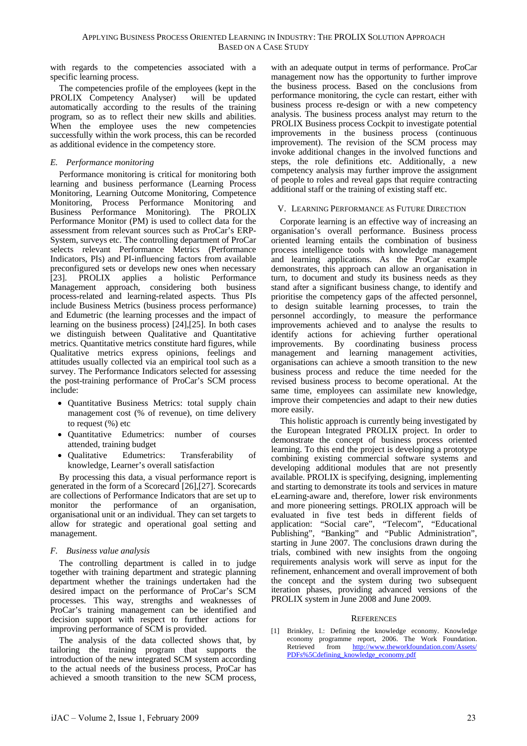with regards to the competencies associated with a specific learning process.

The competencies profile of the employees (kept in the PROLIX Competency Analyser) will be updated automatically according to the results of the training program, so as to reflect their new skills and abilities. When the employee uses the new competencies successfully within the work process, this can be recorded as additional evidence in the competency store.

### *E. Performance monitoring*

Performance monitoring is critical for monitoring both learning and business performance (Learning Process Monitoring, Learning Outcome Monitoring, Competence Monitoring, Process Performance Monitoring and Business Performance Monitoring). The PROLIX Performance Monitor (PM) is used to collect data for the assessment from relevant sources such as ProCar's ERP-System, surveys etc. The controlling department of ProCar selects relevant Performance Metrics (Performance Indicators, PIs) and PI-influencing factors from available preconfigured sets or develops new ones when necessary [23]. PROLIX applies a holistic Performance Management approach, considering both business process-related and learning-related aspects. Thus PIs include Business Metrics (business process performance) and Edumetric (the learning processes and the impact of learning on the business process) [24],[25]. In both cases we distinguish between Qualitative and Quantitative metrics. Quantitative metrics constitute hard figures, while Qualitative metrics express opinions, feelings and attitudes usually collected via an empirical tool such as a survey. The Performance Indicators selected for assessing the post-training performance of ProCar's SCM process include:

- Quantitative Business Metrics: total supply chain management cost (% of revenue), on time delivery to request (%) etc
- Quantitative Edumetrics: number of courses attended, training budget
- Qualitative Edumetrics: Transferability of knowledge, Learner's overall satisfaction

By processing this data, a visual performance report is generated in the form of a Scorecard [26],[27]. Scorecards are collections of Performance Indicators that are set up to monitor the performance of an organisation, organisational unit or an individual. They can set targets to allow for strategic and operational goal setting and management.

### *F. Business value analysis*

The controlling department is called in to judge together with training department and strategic planning department whether the trainings undertaken had the desired impact on the performance of ProCar's SCM processes. This way, strengths and weaknesses of ProCar's training management can be identified and decision support with respect to further actions for improving performance of SCM is provided.

The analysis of the data collected shows that, by tailoring the training program that supports the introduction of the new integrated SCM system according to the actual needs of the business process, ProCar has achieved a smooth transition to the new SCM process, with an adequate output in terms of performance. ProCar management now has the opportunity to further improve the business process. Based on the conclusions from performance monitoring, the cycle can restart, either with business process re-design or with a new competency analysis. The business process analyst may return to the PROLIX Business process Cockpit to investigate potential improvements in the business process (continuous improvement). The revision of the SCM process may invoke additional changes in the involved functions and steps, the role definitions etc. Additionally, a new competency analysis may further improve the assignment of people to roles and reveal gaps that require contracting additional staff or the training of existing staff etc.

## V. Learning Performance as Future Direction

Corporate learning is an effective way of increasing an organisation's overall performance. Business process oriented learning entails the combination of business process intelligence tools with knowledge management and learning applications. As the ProCar example demonstrates, this approach can allow an organisation in turn, to document and study its business needs as they stand after a significant business change, to identify and prioritise the competency gaps of the affected personnel, to design suitable learning processes, to train the personnel accordingly, to measure the performance improvements achieved and to analyse the results to identify actions for achieving further operational improvements. By coordinating business process management and learning management activities, organisations can achieve a smooth transition to the new business process and reduce the time needed for the revised business process to become operational. At the same time, employees can assimilate new knowledge, improve their competencies and adapt to their new duties more easily.

This holistic approach is currently being investigated by the European Integrated PROLIX project. In order to demonstrate the concept of business process oriented learning. To this end the project is developing a prototype combining existing commercial software systems and developing additional modules that are not presently available. PROLIX is specifying, designing, implementing and starting to demonstrate its tools and services in mature eLearning-aware and, therefore, lower risk environments and more pioneering settings. PROLIX approach will be evaluated in five test beds in different fields of application: "Social care", "Telecom", "Educational Publishing", "Banking" and "Public Administration", starting in June 2007. The conclusions drawn during the trials, combined with new insights from the ongoing requirements analysis work will serve as input for the refinement, enhancement and overall improvement of both the concept and the system during two subsequent iteration phases, providing advanced versions of the PROLIX system in June 2008 and June 2009.

## References

[1] Brinkley, I.: Defining the knowledge economy. Knowledge economy programme report, 2006. The Work Foundation. Retrieved from http://www.theworkfoundation.com/Assets/PDFs%5Cdefining_knowledge_economy.pdf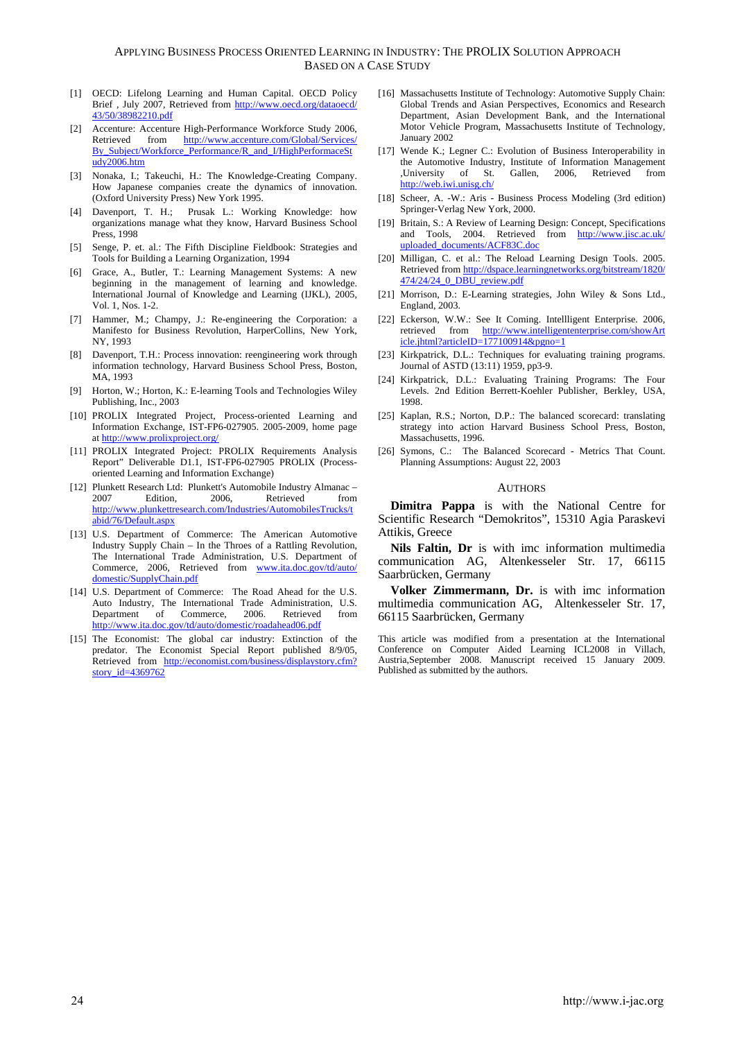[1] OECD: Lifelong Learning and Human Capital. OECD Policy Brief , July 2007, Retrieved from http://www.oecd.org/dataoecd/43/50/38982210.pdf

[2] Accenture: Accenture High-Performance Workforce Study 2006, Retrieved from http://www.accenture.com/Global/Services/By_Subject/Workforce_Performance/R_and_I/HighPerformaceStudy2006.htm

[3] Nonaka, I.; Takeuchi, H.: The Knowledge-Creating Company. How Japanese companies create the dynamics of innovation. (Oxford University Press) New York 1995.

[4] Davenport, T. H.; Prusak L.: Working Knowledge: how organizations manage what they know, Harvard Business School Press, 1998

[5] Senge, P. et. al.: The Fifth Discipline Fieldbook: Strategies and Tools for Building a Learning Organization, 1994

[6] Grace, A., Butler, T.: Learning Management Systems: A new beginning in the management of learning and knowledge. International Journal of Knowledge and Learning (IJKL), 2005, Vol. 1, Nos. 1-2.

[7] Hammer, M.; Champy, J.: Re-engineering the Corporation: a Manifesto for Business Revolution, HarperCollins, New York, NY, 1993

[8] Davenport, T.H.: Process innovation: reengineering work through information technology, Harvard Business School Press, Boston, MA, 1993

[9] Horton, W.; Horton, K.: E-learning Tools and Technologies Wiley Publishing, Inc., 2003

[10] PROLIX Integrated Project, Process-oriented Learning and Information Exchange, IST-FP6-027905. 2005-2009, home page at http://www.prolixproject.org/

[11] PROLIX Integrated Project: PROLIX Requirements Analysis Report" Deliverable D1.1, IST-FP6-027905 PROLIX (Process-oriented Learning and Information Exchange)

[12] Plunkett Research Ltd: Plunkett's Automobile Industry Almanac – 2007 Edition, 2006, Retrieved from http://www.plunkettresearch.com/Industries/AutomobilesTrucks/tabid/76/Default.aspx

[13] U.S. Department of Commerce: The American Automotive Industry Supply Chain – In the Throes of a Rattling Revolution, The International Trade Administration, U.S. Department of Commerce, 2006, Retrieved from www.ita.doc.gov/td/auto/domestic/SupplyChain.pdf

[14] U.S. Department of Commerce: The Road Ahead for the U.S. Auto Industry, The International Trade Administration, U.S. Department of Commerce, 2006. Retrieved from http://www.ita.doc.gov/td/auto/domestic/roadahead06.pdf

[15] The Economist: The global car industry: Extinction of the predator. The Economist Special Report published 8/9/05, Retrieved from http://economist.com/business/displaystory.cfm?story_id=4369762

[16] Massachusetts Institute of Technology: Automotive Supply Chain: Global Trends and Asian Perspectives, Economics and Research Department, Asian Development Bank, and the International Motor Vehicle Program, Massachusetts Institute of Technology, January 2002

[17] Wende K.; Legner C.: Evolution of Business Interoperability in the Automotive Industry, Institute of Information Management ,University of St. Gallen, 2006, Retrieved from http://web.iwi.unisg.ch/

[18] Scheer, A. -W.: Aris - Business Process Modeling (3rd edition) Springer-Verlag New York, 2000.

[19] Britain, S.: A Review of Learning Design: Concept, Specifications and Tools, 2004. Retrieved from http://www.jisc.ac.uk/uploaded_documents/ACF83C.doc

[20] Milligan, C. et al.: The Reload Learning Design Tools. 2005. Retrieved from http://dspace.learningnetworks.org/bitstream/1820/474/24/24_0_DBU_review.pdf

[21] Morrison, D.: E-Learning strategies, John Wiley & Sons Ltd., England, 2003.

[22] Eckerson, W.W.: See It Coming. Intellligent Enterprise. 2006, retrieved from http://www.intelligententerprise.com/showArticle.jhtml?articleID=177100914&pgno=1

[23] Kirkpatrick, D.L.: Techniques for evaluating training programs. Journal of ASTD (13:11) 1959, pp3-9.

[24] Kirkpatrick, D.L.: Evaluating Training Programs: The Four Levels. 2nd Edition Berrett-Koehler Publisher, Berkley, USA, 1998.

[25] Kaplan, R.S.; Norton, D.P.: The balanced scorecard: translating strategy into action Harvard Business School Press, Boston, Massachusetts, 1996.

[26] Symons, C.: The Balanced Scorecard - Metrics That Count. Planning Assumptions: August 22, 2003

## Authors

**Dimitra Pappa** is with the National Centre for Scientific Research "Demokritos", 15310 Agia Paraskevi Attikis, Greece

**Nils Faltin, Dr** is with imc information multimedia communication AG, Altenkesseler Str. 17, 66115 Saarbrücken, Germany

**Volker Zimmermann, Dr.** is with imc information multimedia communication AG, Altenkesseler Str. 17, 66115 Saarbrücken, Germany

This article was modified from a presentation at the International Conference on Computer Aided Learning ICL2008 in Villach, Austria,September 2008. Manuscript received 15 January 2009. Published as submitted by the authors.